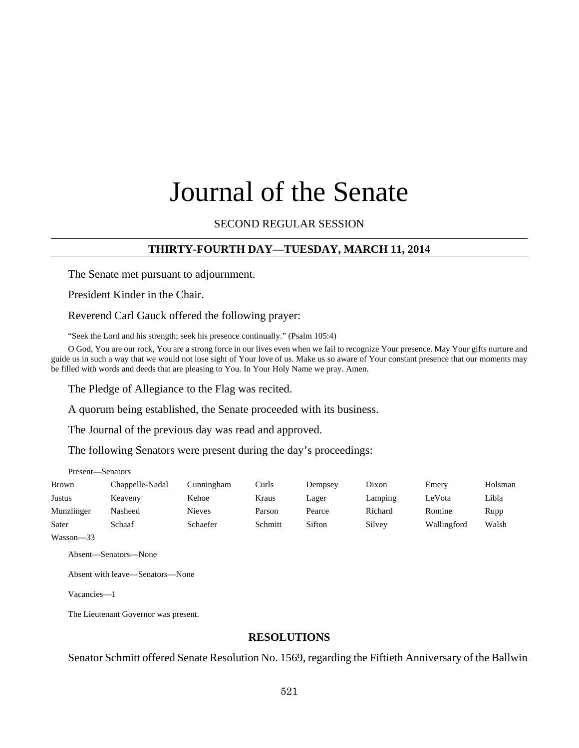# Journal of the Senate

SECOND REGULAR SESSION

## THIRTY-FOURTH DAY—TUESDAY, MARCH 11, 2014

The Senate met pursuant to adjournment.

President Kinder in the Chair.

Reverend Carl Gauck offered the following prayer:

"Seek the Lord and his strength; seek his presence continually." (Psalm 105:4)

O God, You are our rock, You are a strong force in our lives even when we fail to recognize Your presence. May Your gifts nurture and guide us in such a way that we would not lose sight of Your love of us. Make us so aware of Your constant presence that our moments may be filled with words and deeds that are pleasing to You. In Your Holy Name we pray. Amen.

The Pledge of Allegiance to the Flag was recited.

A quorum being established, the Senate proceeded with its business.

The Journal of the previous day was read and approved.

The following Senators were present during the day's proceedings:

Present—Senators

| | | | | | | | |
|---|---|---|---|---|---|---|---|
| Brown | Chappelle-Nadal | Cunningham | Curls | Dempsey | Dixon | Emery | Holsman |
| Justus | Keaveny | Kehoe | Kraus | Lager | Lamping | LeVota | Libla |
| Munzlinger | Nasheed | Nieves | Parson | Pearce | Richard | Romine | Rupp |
| Sater | Schaaf | Schaefer | Schmitt | Sifton | Silvey | Wallingford | Walsh |
| Wasson—33 | | | | | | | |

Absent—Senators—None

Absent with leave—Senators—None

Vacancies—1

The Lieutenant Governor was present.

## RESOLUTIONS

Senator Schmitt offered Senate Resolution No. 1569, regarding the Fiftieth Anniversary of the Ballwin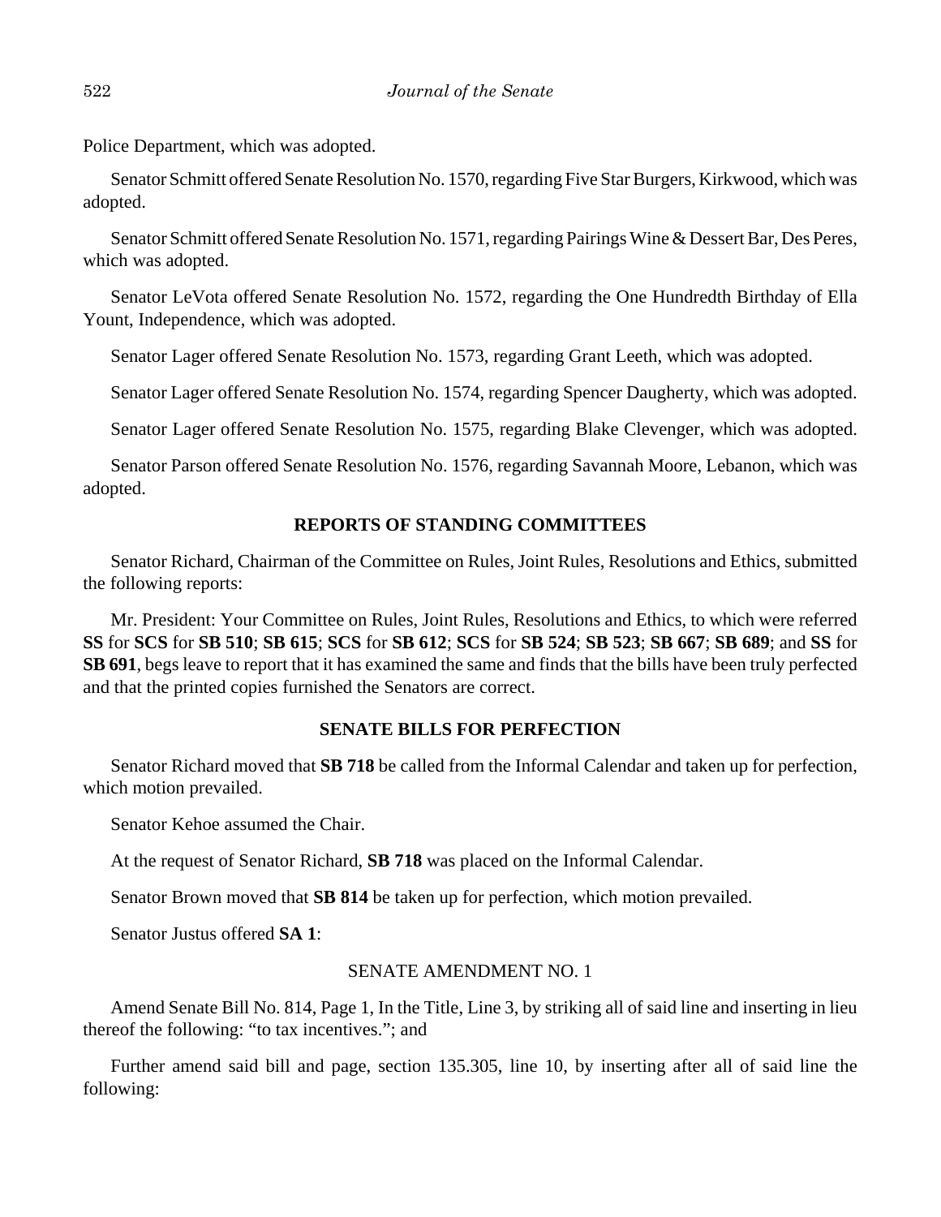Police Department, which was adopted.

Senator Schmitt offered Senate Resolution No. 1570, regarding Five Star Burgers, Kirkwood, which was adopted.

Senator Schmitt offered Senate Resolution No. 1571, regarding Pairings Wine & Dessert Bar, Des Peres, which was adopted.

Senator LeVota offered Senate Resolution No. 1572, regarding the One Hundredth Birthday of Ella Yount, Independence, which was adopted.

Senator Lager offered Senate Resolution No. 1573, regarding Grant Leeth, which was adopted.

Senator Lager offered Senate Resolution No. 1574, regarding Spencer Daugherty, which was adopted.

Senator Lager offered Senate Resolution No. 1575, regarding Blake Clevenger, which was adopted.

Senator Parson offered Senate Resolution No. 1576, regarding Savannah Moore, Lebanon, which was adopted.

## REPORTS OF STANDING COMMITTEES

Senator Richard, Chairman of the Committee on Rules, Joint Rules, Resolutions and Ethics, submitted the following reports:

Mr. President: Your Committee on Rules, Joint Rules, Resolutions and Ethics, to which were referred **SS** for **SCS** for **SB 510**; **SB 615**; **SCS** for **SB 612**; **SCS** for **SB 524**; **SB 523**; **SB 667**; **SB 689**; and **SS** for **SB 691**, begs leave to report that it has examined the same and finds that the bills have been truly perfected and that the printed copies furnished the Senators are correct.

## SENATE BILLS FOR PERFECTION

Senator Richard moved that **SB 718** be called from the Informal Calendar and taken up for perfection, which motion prevailed.

Senator Kehoe assumed the Chair.

At the request of Senator Richard, **SB 718** was placed on the Informal Calendar.

Senator Brown moved that **SB 814** be taken up for perfection, which motion prevailed.

Senator Justus offered **SA 1**:

SENATE AMENDMENT NO. 1

Amend Senate Bill No. 814, Page 1, In the Title, Line 3, by striking all of said line and inserting in lieu thereof the following: "to tax incentives."; and

Further amend said bill and page, section 135.305, line 10, by inserting after all of said line the following: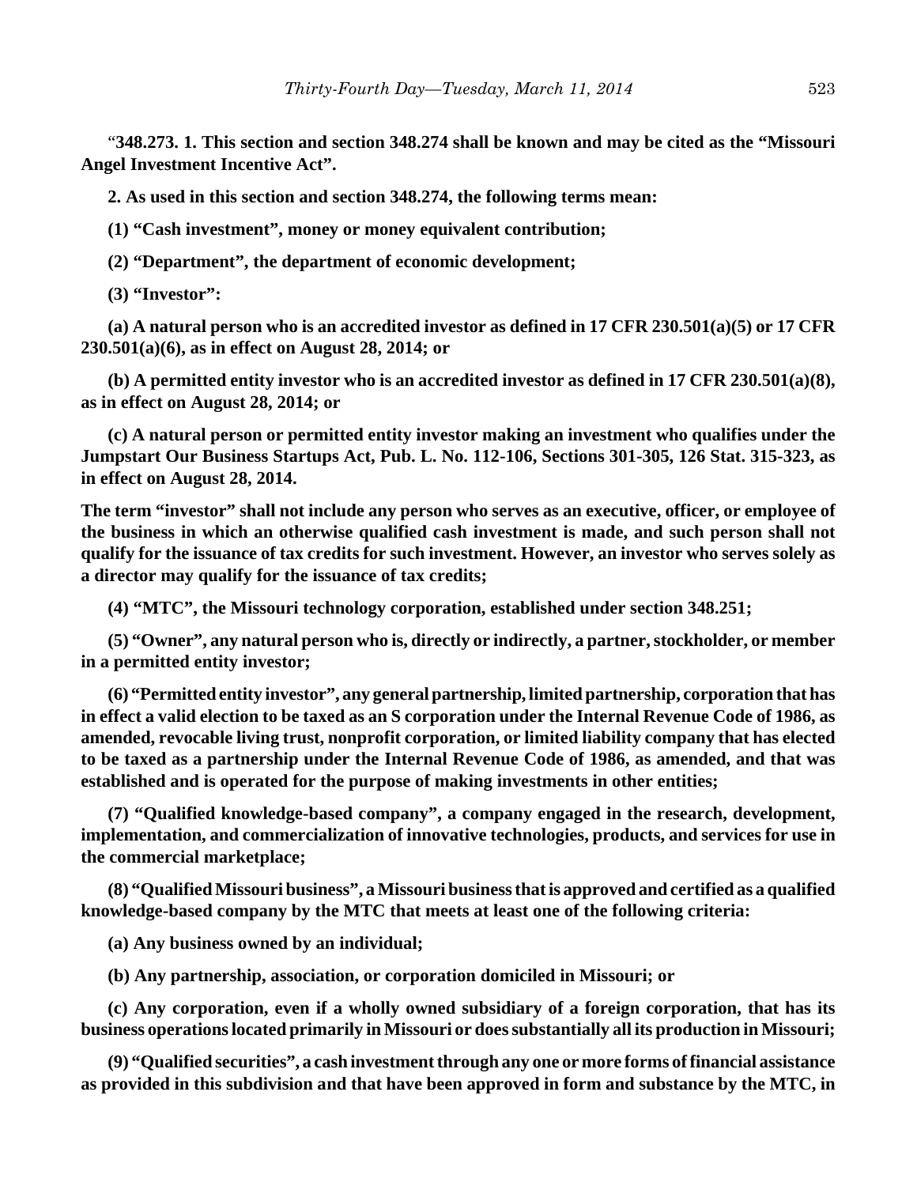"**348.273. 1. This section and section 348.274 shall be known and may be cited as the "Missouri Angel Investment Incentive Act".**

**2. As used in this section and section 348.274, the following terms mean:**

**(1) "Cash investment", money or money equivalent contribution;**

**(2) "Department", the department of economic development;**

**(3) "Investor":**

**(a) A natural person who is an accredited investor as defined in 17 CFR 230.501(a)(5) or 17 CFR 230.501(a)(6), as in effect on August 28, 2014; or**

**(b) A permitted entity investor who is an accredited investor as defined in 17 CFR 230.501(a)(8), as in effect on August 28, 2014; or**

**(c) A natural person or permitted entity investor making an investment who qualifies under the Jumpstart Our Business Startups Act, Pub. L. No. 112-106, Sections 301-305, 126 Stat. 315-323, as in effect on August 28, 2014.**

**The term "investor" shall not include any person who serves as an executive, officer, or employee of the business in which an otherwise qualified cash investment is made, and such person shall not qualify for the issuance of tax credits for such investment. However, an investor who serves solely as a director may qualify for the issuance of tax credits;**

**(4) "MTC", the Missouri technology corporation, established under section 348.251;**

**(5) "Owner", any natural person who is, directly or indirectly, a partner, stockholder, or member in a permitted entity investor;**

**(6) "Permitted entity investor", any general partnership, limited partnership, corporation that has in effect a valid election to be taxed as an S corporation under the Internal Revenue Code of 1986, as amended, revocable living trust, nonprofit corporation, or limited liability company that has elected to be taxed as a partnership under the Internal Revenue Code of 1986, as amended, and that was established and is operated for the purpose of making investments in other entities;**

**(7) "Qualified knowledge-based company", a company engaged in the research, development, implementation, and commercialization of innovative technologies, products, and services for use in the commercial marketplace;**

**(8) "Qualified Missouri business", a Missouri business that is approved and certified as a qualified knowledge-based company by the MTC that meets at least one of the following criteria:**

**(a) Any business owned by an individual;**

**(b) Any partnership, association, or corporation domiciled in Missouri; or**

**(c) Any corporation, even if a wholly owned subsidiary of a foreign corporation, that has its business operations located primarily in Missouri or does substantially all its production in Missouri;**

**(9) "Qualified securities", a cash investment through any one or more forms of financial assistance as provided in this subdivision and that have been approved in form and substance by the MTC, in**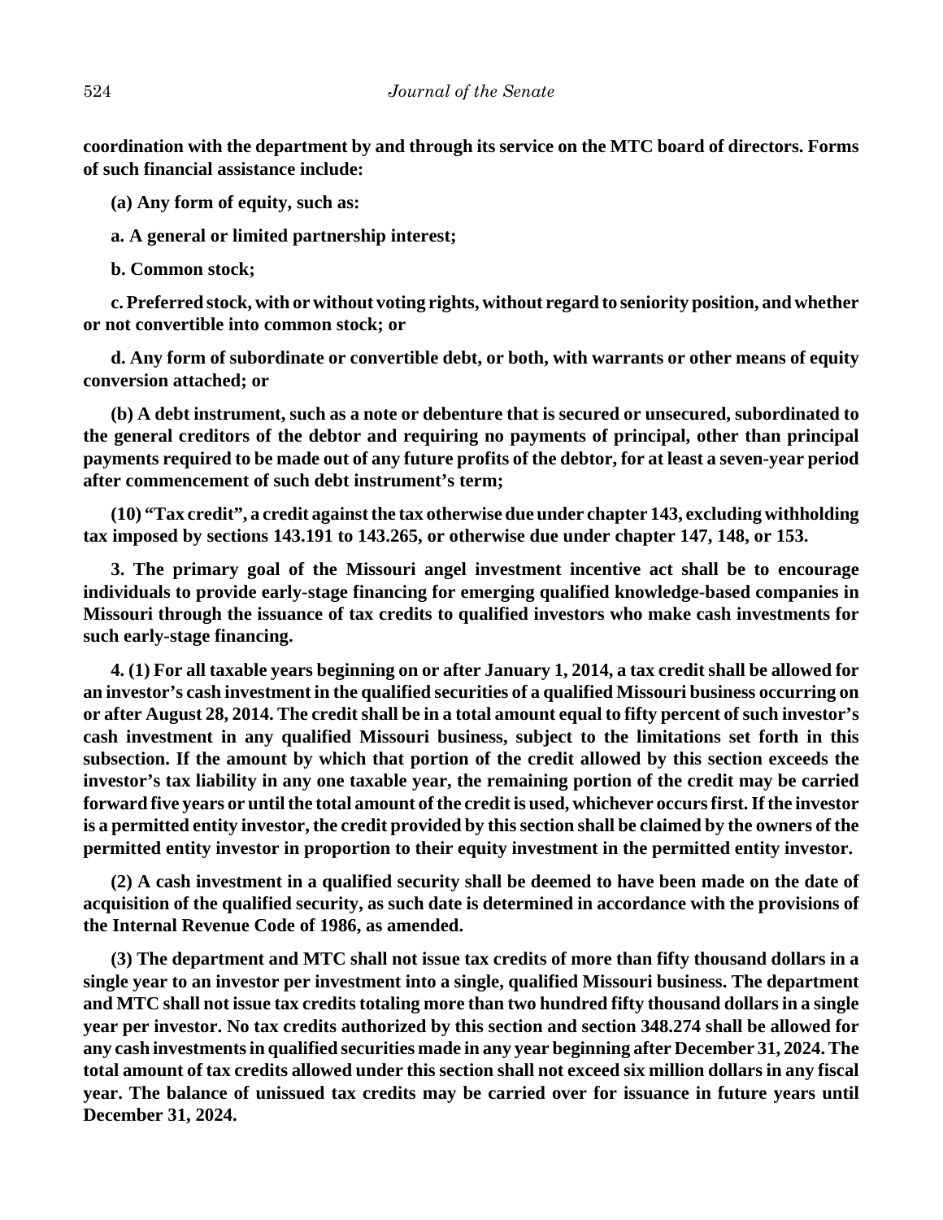**coordination with the department by and through its service on the MTC board of directors. Forms of such financial assistance include:**

**(a) Any form of equity, such as:**

**a. A general or limited partnership interest;**

**b. Common stock;**

**c. Preferred stock, with or without voting rights, without regard to seniority position, and whether or not convertible into common stock; or**

**d. Any form of subordinate or convertible debt, or both, with warrants or other means of equity conversion attached; or**

**(b) A debt instrument, such as a note or debenture that is secured or unsecured, subordinated to the general creditors of the debtor and requiring no payments of principal, other than principal payments required to be made out of any future profits of the debtor, for at least a seven-year period after commencement of such debt instrument's term;**

**(10) "Tax credit", a credit against the tax otherwise due under chapter 143, excluding withholding tax imposed by sections 143.191 to 143.265, or otherwise due under chapter 147, 148, or 153.**

**3. The primary goal of the Missouri angel investment incentive act shall be to encourage individuals to provide early-stage financing for emerging qualified knowledge-based companies in Missouri through the issuance of tax credits to qualified investors who make cash investments for such early-stage financing.**

**4. (1) For all taxable years beginning on or after January 1, 2014, a tax credit shall be allowed for an investor's cash investment in the qualified securities of a qualified Missouri business occurring on or after August 28, 2014. The credit shall be in a total amount equal to fifty percent of such investor's cash investment in any qualified Missouri business, subject to the limitations set forth in this subsection. If the amount by which that portion of the credit allowed by this section exceeds the investor's tax liability in any one taxable year, the remaining portion of the credit may be carried forward five years or until the total amount of the credit is used, whichever occurs first. If the investor is a permitted entity investor, the credit provided by this section shall be claimed by the owners of the permitted entity investor in proportion to their equity investment in the permitted entity investor.**

**(2) A cash investment in a qualified security shall be deemed to have been made on the date of acquisition of the qualified security, as such date is determined in accordance with the provisions of the Internal Revenue Code of 1986, as amended.**

**(3) The department and MTC shall not issue tax credits of more than fifty thousand dollars in a single year to an investor per investment into a single, qualified Missouri business. The department and MTC shall not issue tax credits totaling more than two hundred fifty thousand dollars in a single year per investor. No tax credits authorized by this section and section 348.274 shall be allowed for any cash investments in qualified securities made in any year beginning after December 31, 2024. The total amount of tax credits allowed under this section shall not exceed six million dollars in any fiscal year. The balance of unissued tax credits may be carried over for issuance in future years until December 31, 2024.**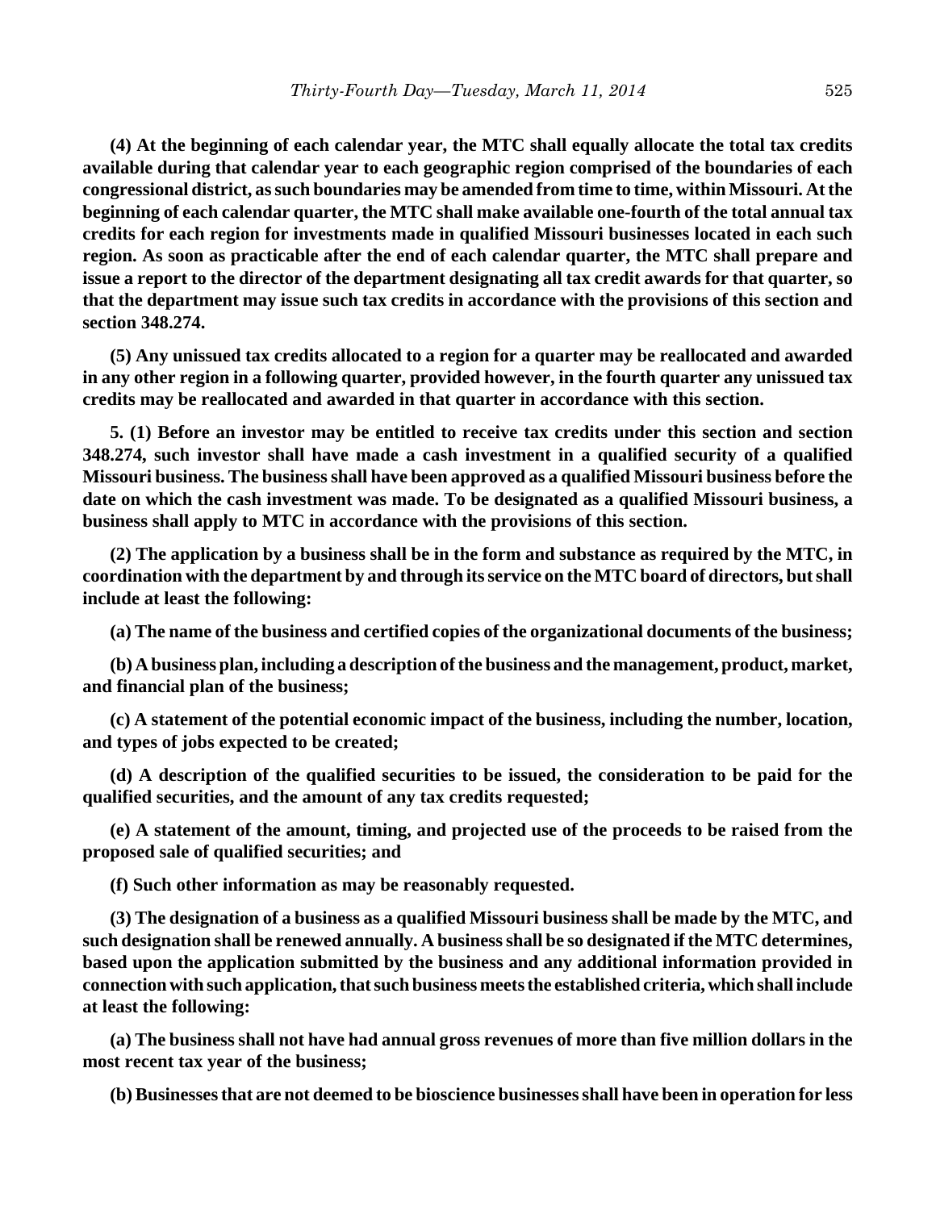**(4) At the beginning of each calendar year, the MTC shall equally allocate the total tax credits available during that calendar year to each geographic region comprised of the boundaries of each congressional district, as such boundaries may be amended from time to time, within Missouri. At the beginning of each calendar quarter, the MTC shall make available one-fourth of the total annual tax credits for each region for investments made in qualified Missouri businesses located in each such region. As soon as practicable after the end of each calendar quarter, the MTC shall prepare and issue a report to the director of the department designating all tax credit awards for that quarter, so that the department may issue such tax credits in accordance with the provisions of this section and section 348.274.**

**(5) Any unissued tax credits allocated to a region for a quarter may be reallocated and awarded in any other region in a following quarter, provided however, in the fourth quarter any unissued tax credits may be reallocated and awarded in that quarter in accordance with this section.**

**5. (1) Before an investor may be entitled to receive tax credits under this section and section 348.274, such investor shall have made a cash investment in a qualified security of a qualified Missouri business. The business shall have been approved as a qualified Missouri business before the date on which the cash investment was made. To be designated as a qualified Missouri business, a business shall apply to MTC in accordance with the provisions of this section.**

**(2) The application by a business shall be in the form and substance as required by the MTC, in coordination with the department by and through its service on the MTC board of directors, but shall include at least the following:**

**(a) The name of the business and certified copies of the organizational documents of the business;**

**(b) A business plan, including a description of the business and the management, product, market, and financial plan of the business;**

**(c) A statement of the potential economic impact of the business, including the number, location, and types of jobs expected to be created;**

**(d) A description of the qualified securities to be issued, the consideration to be paid for the qualified securities, and the amount of any tax credits requested;**

**(e) A statement of the amount, timing, and projected use of the proceeds to be raised from the proposed sale of qualified securities; and**

**(f) Such other information as may be reasonably requested.**

**(3) The designation of a business as a qualified Missouri business shall be made by the MTC, and such designation shall be renewed annually. A business shall be so designated if the MTC determines, based upon the application submitted by the business and any additional information provided in connection with such application, that such business meets the established criteria, which shall include at least the following:**

**(a) The business shall not have had annual gross revenues of more than five million dollars in the most recent tax year of the business;**

**(b) Businesses that are not deemed to be bioscience businesses shall have been in operation for less**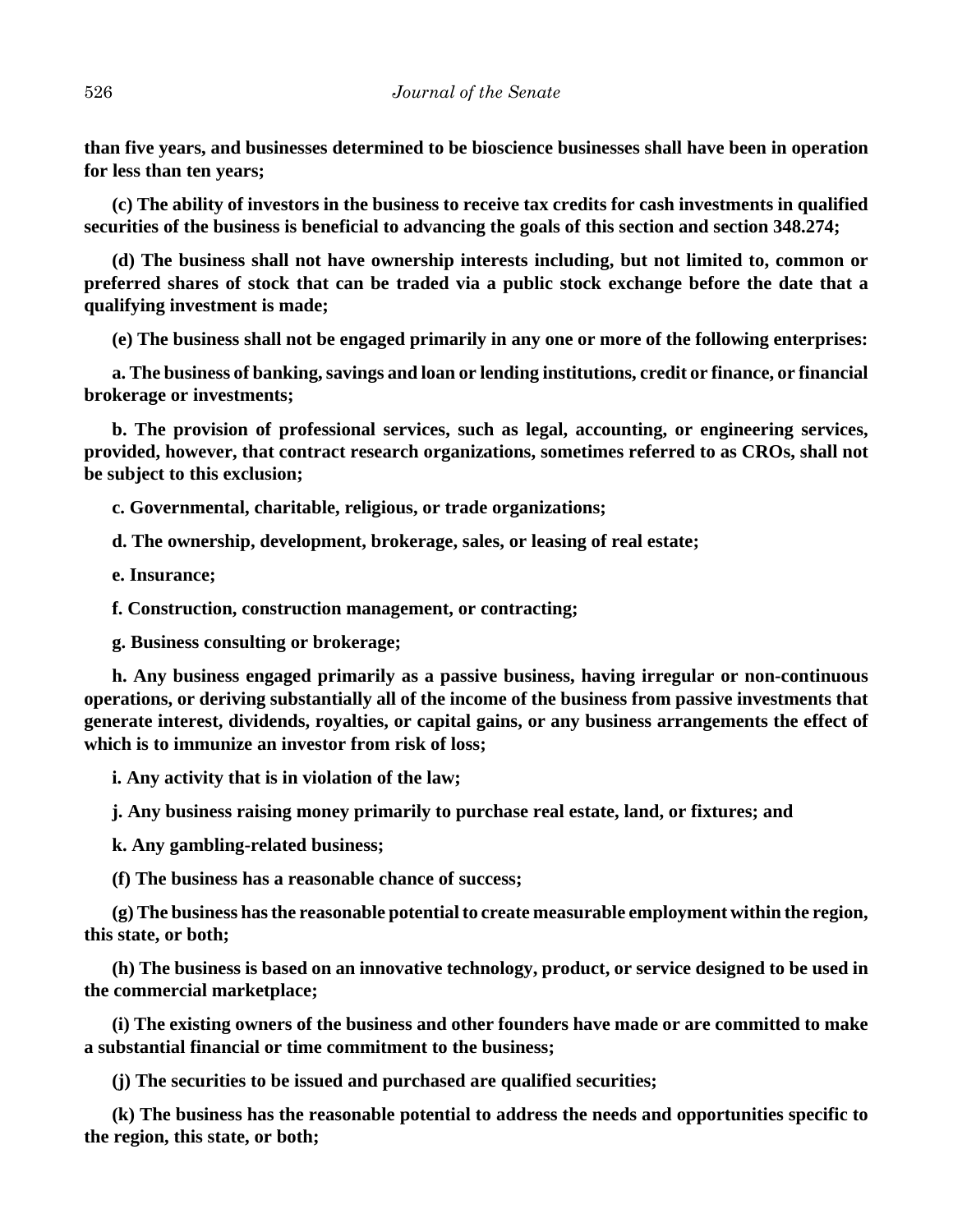**than five years, and businesses determined to be bioscience businesses shall have been in operation for less than ten years;**

**(c) The ability of investors in the business to receive tax credits for cash investments in qualified securities of the business is beneficial to advancing the goals of this section and section 348.274;**

**(d) The business shall not have ownership interests including, but not limited to, common or preferred shares of stock that can be traded via a public stock exchange before the date that a qualifying investment is made;**

**(e) The business shall not be engaged primarily in any one or more of the following enterprises:**

**a. The business of banking, savings and loan or lending institutions, credit or finance, or financial brokerage or investments;**

**b. The provision of professional services, such as legal, accounting, or engineering services, provided, however, that contract research organizations, sometimes referred to as CROs, shall not be subject to this exclusion;**

**c. Governmental, charitable, religious, or trade organizations;**

**d. The ownership, development, brokerage, sales, or leasing of real estate;**

**e. Insurance;**

**f. Construction, construction management, or contracting;**

**g. Business consulting or brokerage;**

**h. Any business engaged primarily as a passive business, having irregular or non-continuous operations, or deriving substantially all of the income of the business from passive investments that generate interest, dividends, royalties, or capital gains, or any business arrangements the effect of which is to immunize an investor from risk of loss;**

**i. Any activity that is in violation of the law;**

**j. Any business raising money primarily to purchase real estate, land, or fixtures; and**

**k. Any gambling-related business;**

**(f) The business has a reasonable chance of success;**

**(g) The business has the reasonable potential to create measurable employment within the region, this state, or both;**

**(h) The business is based on an innovative technology, product, or service designed to be used in the commercial marketplace;**

**(i) The existing owners of the business and other founders have made or are committed to make a substantial financial or time commitment to the business;**

**(j) The securities to be issued and purchased are qualified securities;**

**(k) The business has the reasonable potential to address the needs and opportunities specific to the region, this state, or both;**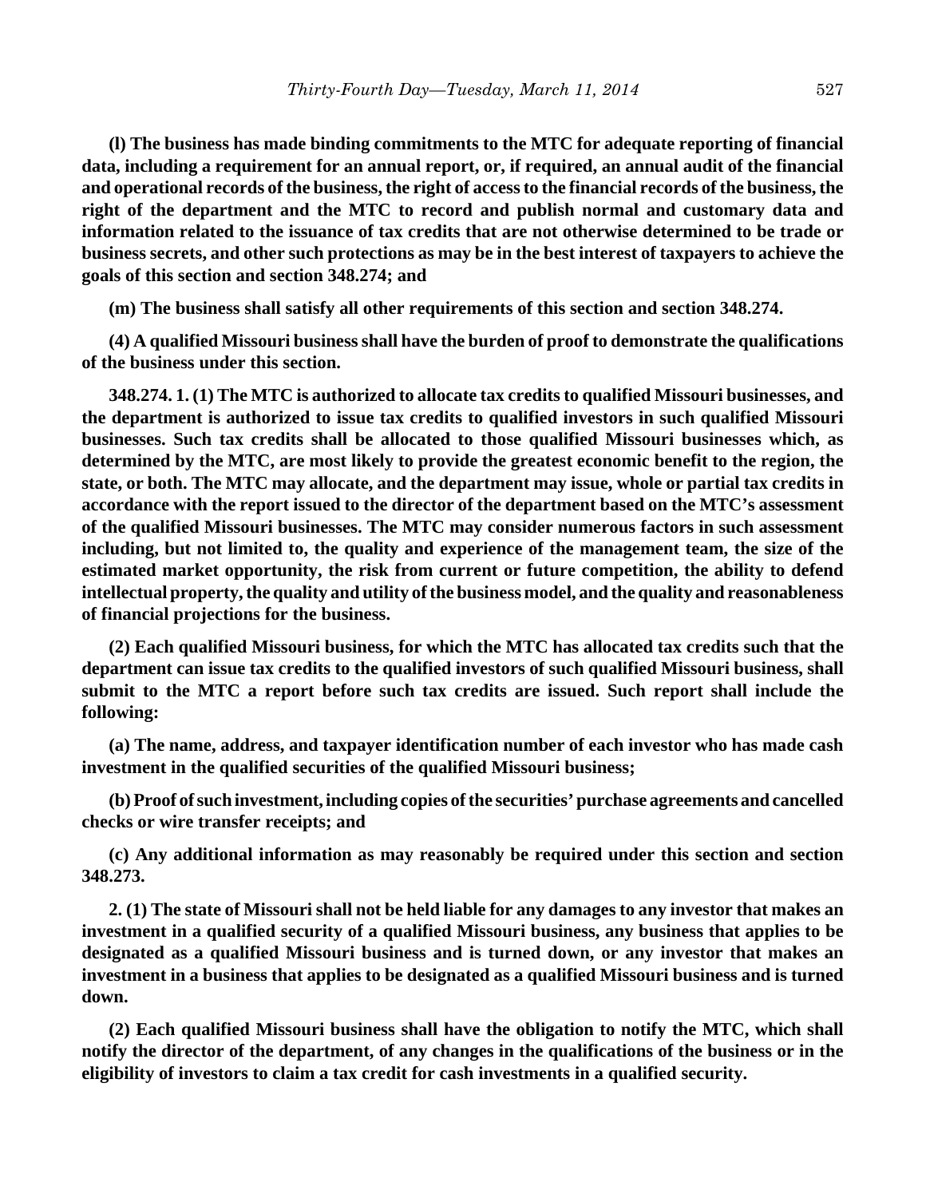**(l) The business has made binding commitments to the MTC for adequate reporting of financial data, including a requirement for an annual report, or, if required, an annual audit of the financial and operational records of the business, the right of access to the financial records of the business, the right of the department and the MTC to record and publish normal and customary data and information related to the issuance of tax credits that are not otherwise determined to be trade or business secrets, and other such protections as may be in the best interest of taxpayers to achieve the goals of this section and section 348.274; and**

**(m) The business shall satisfy all other requirements of this section and section 348.274.**

**(4) A qualified Missouri business shall have the burden of proof to demonstrate the qualifications of the business under this section.**

**348.274. 1. (1) The MTC is authorized to allocate tax credits to qualified Missouri businesses, and the department is authorized to issue tax credits to qualified investors in such qualified Missouri businesses. Such tax credits shall be allocated to those qualified Missouri businesses which, as determined by the MTC, are most likely to provide the greatest economic benefit to the region, the state, or both. The MTC may allocate, and the department may issue, whole or partial tax credits in accordance with the report issued to the director of the department based on the MTC's assessment of the qualified Missouri businesses. The MTC may consider numerous factors in such assessment including, but not limited to, the quality and experience of the management team, the size of the estimated market opportunity, the risk from current or future competition, the ability to defend intellectual property, the quality and utility of the business model, and the quality and reasonableness of financial projections for the business.**

**(2) Each qualified Missouri business, for which the MTC has allocated tax credits such that the department can issue tax credits to the qualified investors of such qualified Missouri business, shall submit to the MTC a report before such tax credits are issued. Such report shall include the following:**

**(a) The name, address, and taxpayer identification number of each investor who has made cash investment in the qualified securities of the qualified Missouri business;**

**(b) Proof of such investment, including copies of the securities' purchase agreements and cancelled checks or wire transfer receipts; and**

**(c) Any additional information as may reasonably be required under this section and section 348.273.**

**2. (1) The state of Missouri shall not be held liable for any damages to any investor that makes an investment in a qualified security of a qualified Missouri business, any business that applies to be designated as a qualified Missouri business and is turned down, or any investor that makes an investment in a business that applies to be designated as a qualified Missouri business and is turned down.**

**(2) Each qualified Missouri business shall have the obligation to notify the MTC, which shall notify the director of the department, of any changes in the qualifications of the business or in the eligibility of investors to claim a tax credit for cash investments in a qualified security.**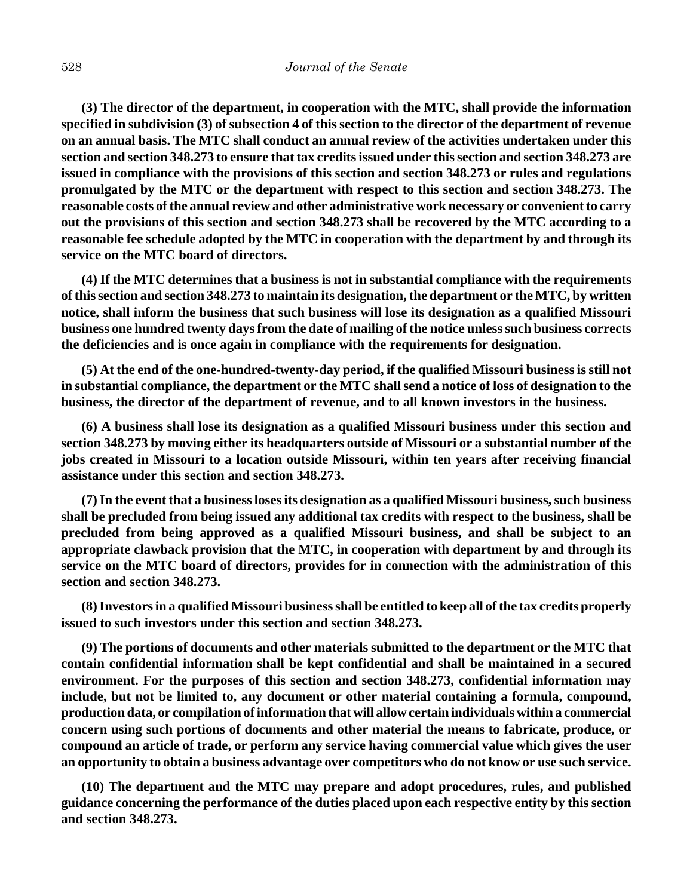**(3) The director of the department, in cooperation with the MTC, shall provide the information specified in subdivision (3) of subsection 4 of this section to the director of the department of revenue on an annual basis. The MTC shall conduct an annual review of the activities undertaken under this section and section 348.273 to ensure that tax credits issued under this section and section 348.273 are issued in compliance with the provisions of this section and section 348.273 or rules and regulations promulgated by the MTC or the department with respect to this section and section 348.273. The reasonable costs of the annual review and other administrative work necessary or convenient to carry out the provisions of this section and section 348.273 shall be recovered by the MTC according to a reasonable fee schedule adopted by the MTC in cooperation with the department by and through its service on the MTC board of directors.**

**(4) If the MTC determines that a business is not in substantial compliance with the requirements of this section and section 348.273 to maintain its designation, the department or the MTC, by written notice, shall inform the business that such business will lose its designation as a qualified Missouri business one hundred twenty days from the date of mailing of the notice unless such business corrects the deficiencies and is once again in compliance with the requirements for designation.**

**(5) At the end of the one-hundred-twenty-day period, if the qualified Missouri business is still not in substantial compliance, the department or the MTC shall send a notice of loss of designation to the business, the director of the department of revenue, and to all known investors in the business.**

**(6) A business shall lose its designation as a qualified Missouri business under this section and section 348.273 by moving either its headquarters outside of Missouri or a substantial number of the jobs created in Missouri to a location outside Missouri, within ten years after receiving financial assistance under this section and section 348.273.**

**(7) In the event that a business loses its designation as a qualified Missouri business, such business shall be precluded from being issued any additional tax credits with respect to the business, shall be precluded from being approved as a qualified Missouri business, and shall be subject to an appropriate clawback provision that the MTC, in cooperation with department by and through its service on the MTC board of directors, provides for in connection with the administration of this section and section 348.273.**

**(8) Investors in a qualified Missouri business shall be entitled to keep all of the tax credits properly issued to such investors under this section and section 348.273.**

**(9) The portions of documents and other materials submitted to the department or the MTC that contain confidential information shall be kept confidential and shall be maintained in a secured environment. For the purposes of this section and section 348.273, confidential information may include, but not be limited to, any document or other material containing a formula, compound, production data, or compilation of information that will allow certain individuals within a commercial concern using such portions of documents and other material the means to fabricate, produce, or compound an article of trade, or perform any service having commercial value which gives the user an opportunity to obtain a business advantage over competitors who do not know or use such service.**

**(10) The department and the MTC may prepare and adopt procedures, rules, and published guidance concerning the performance of the duties placed upon each respective entity by this section and section 348.273.**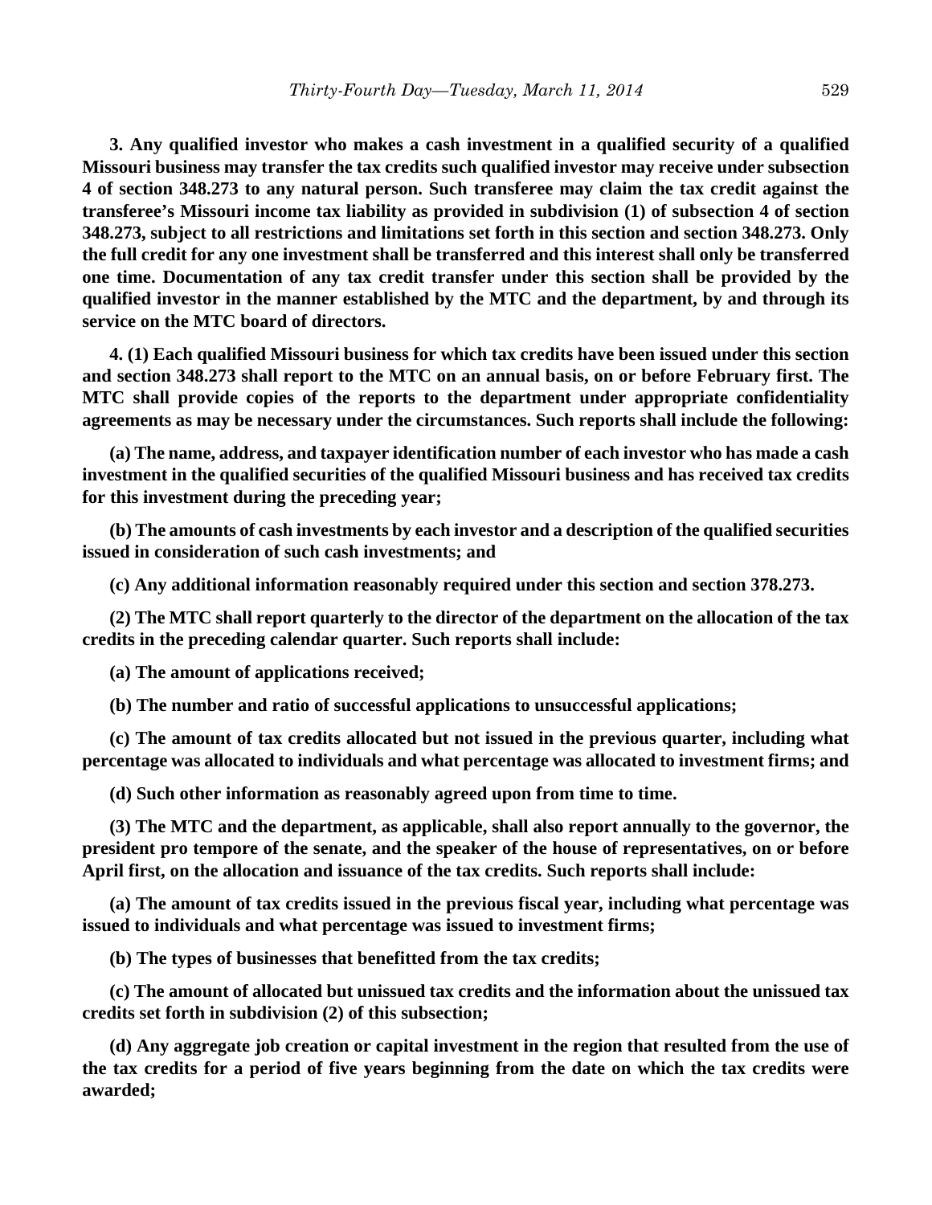**3. Any qualified investor who makes a cash investment in a qualified security of a qualified Missouri business may transfer the tax credits such qualified investor may receive under subsection 4 of section 348.273 to any natural person. Such transferee may claim the tax credit against the transferee's Missouri income tax liability as provided in subdivision (1) of subsection 4 of section 348.273, subject to all restrictions and limitations set forth in this section and section 348.273. Only the full credit for any one investment shall be transferred and this interest shall only be transferred one time. Documentation of any tax credit transfer under this section shall be provided by the qualified investor in the manner established by the MTC and the department, by and through its service on the MTC board of directors.**

**4. (1) Each qualified Missouri business for which tax credits have been issued under this section and section 348.273 shall report to the MTC on an annual basis, on or before February first. The MTC shall provide copies of the reports to the department under appropriate confidentiality agreements as may be necessary under the circumstances. Such reports shall include the following:**

**(a) The name, address, and taxpayer identification number of each investor who has made a cash investment in the qualified securities of the qualified Missouri business and has received tax credits for this investment during the preceding year;**

**(b) The amounts of cash investments by each investor and a description of the qualified securities issued in consideration of such cash investments; and**

**(c) Any additional information reasonably required under this section and section 378.273.**

**(2) The MTC shall report quarterly to the director of the department on the allocation of the tax credits in the preceding calendar quarter. Such reports shall include:**

**(a) The amount of applications received;**

**(b) The number and ratio of successful applications to unsuccessful applications;**

**(c) The amount of tax credits allocated but not issued in the previous quarter, including what percentage was allocated to individuals and what percentage was allocated to investment firms; and**

**(d) Such other information as reasonably agreed upon from time to time.**

**(3) The MTC and the department, as applicable, shall also report annually to the governor, the president pro tempore of the senate, and the speaker of the house of representatives, on or before April first, on the allocation and issuance of the tax credits. Such reports shall include:**

**(a) The amount of tax credits issued in the previous fiscal year, including what percentage was issued to individuals and what percentage was issued to investment firms;**

**(b) The types of businesses that benefitted from the tax credits;**

**(c) The amount of allocated but unissued tax credits and the information about the unissued tax credits set forth in subdivision (2) of this subsection;**

**(d) Any aggregate job creation or capital investment in the region that resulted from the use of the tax credits for a period of five years beginning from the date on which the tax credits were awarded;**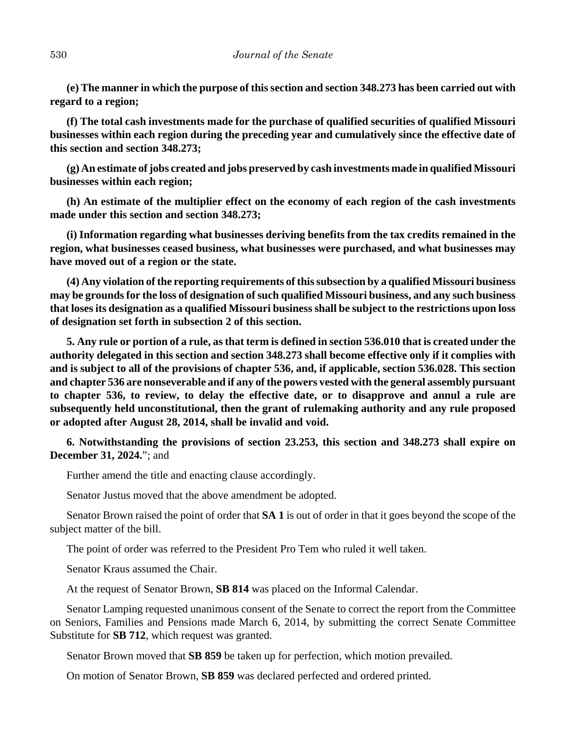**(e) The manner in which the purpose of this section and section 348.273 has been carried out with regard to a region;**

**(f) The total cash investments made for the purchase of qualified securities of qualified Missouri businesses within each region during the preceding year and cumulatively since the effective date of this section and section 348.273;**

**(g) An estimate of jobs created and jobs preserved by cash investments made in qualified Missouri businesses within each region;**

**(h) An estimate of the multiplier effect on the economy of each region of the cash investments made under this section and section 348.273;**

**(i) Information regarding what businesses deriving benefits from the tax credits remained in the region, what businesses ceased business, what businesses were purchased, and what businesses may have moved out of a region or the state.**

**(4) Any violation of the reporting requirements of this subsection by a qualified Missouri business may be grounds for the loss of designation of such qualified Missouri business, and any such business that loses its designation as a qualified Missouri business shall be subject to the restrictions upon loss of designation set forth in subsection 2 of this section.**

**5. Any rule or portion of a rule, as that term is defined in section 536.010 that is created under the authority delegated in this section and section 348.273 shall become effective only if it complies with and is subject to all of the provisions of chapter 536, and, if applicable, section 536.028. This section and chapter 536 are nonseverable and if any of the powers vested with the general assembly pursuant to chapter 536, to review, to delay the effective date, or to disapprove and annul a rule are subsequently held unconstitutional, then the grant of rulemaking authority and any rule proposed or adopted after August 28, 2014, shall be invalid and void.**

**6. Notwithstanding the provisions of section 23.253, this section and 348.273 shall expire on December 31, 2024.**"; and

Further amend the title and enacting clause accordingly.

Senator Justus moved that the above amendment be adopted.

Senator Brown raised the point of order that **SA 1** is out of order in that it goes beyond the scope of the subject matter of the bill.

The point of order was referred to the President Pro Tem who ruled it well taken.

Senator Kraus assumed the Chair.

At the request of Senator Brown, **SB 814** was placed on the Informal Calendar.

Senator Lamping requested unanimous consent of the Senate to correct the report from the Committee on Seniors, Families and Pensions made March 6, 2014, by submitting the correct Senate Committee Substitute for **SB 712**, which request was granted.

Senator Brown moved that **SB 859** be taken up for perfection, which motion prevailed.

On motion of Senator Brown, **SB 859** was declared perfected and ordered printed.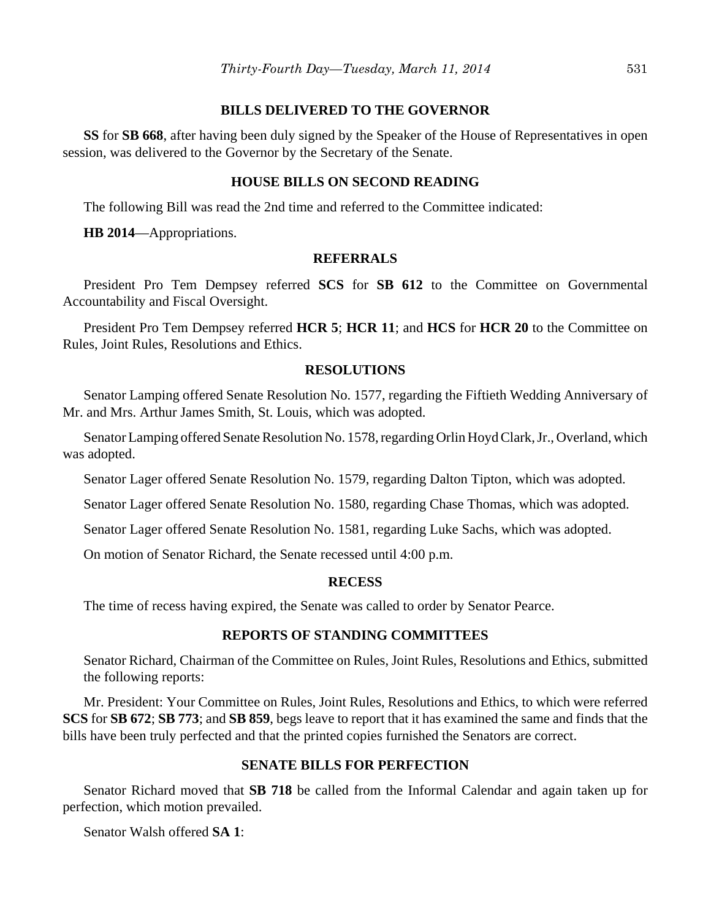## BILLS DELIVERED TO THE GOVERNOR

**SS** for **SB 668**, after having been duly signed by the Speaker of the House of Representatives in open session, was delivered to the Governor by the Secretary of the Senate.

## HOUSE BILLS ON SECOND READING

The following Bill was read the 2nd time and referred to the Committee indicated:

**HB 2014**—Appropriations.

## REFERRALS

President Pro Tem Dempsey referred **SCS** for **SB 612** to the Committee on Governmental Accountability and Fiscal Oversight.

President Pro Tem Dempsey referred **HCR 5**; **HCR 11**; and **HCS** for **HCR 20** to the Committee on Rules, Joint Rules, Resolutions and Ethics.

## RESOLUTIONS

Senator Lamping offered Senate Resolution No. 1577, regarding the Fiftieth Wedding Anniversary of Mr. and Mrs. Arthur James Smith, St. Louis, which was adopted.

Senator Lamping offered Senate Resolution No. 1578, regarding Orlin Hoyd Clark, Jr., Overland, which was adopted.

Senator Lager offered Senate Resolution No. 1579, regarding Dalton Tipton, which was adopted.

Senator Lager offered Senate Resolution No. 1580, regarding Chase Thomas, which was adopted.

Senator Lager offered Senate Resolution No. 1581, regarding Luke Sachs, which was adopted.

On motion of Senator Richard, the Senate recessed until 4:00 p.m.

## RECESS

The time of recess having expired, the Senate was called to order by Senator Pearce.

## REPORTS OF STANDING COMMITTEES

Senator Richard, Chairman of the Committee on Rules, Joint Rules, Resolutions and Ethics, submitted the following reports:

Mr. President: Your Committee on Rules, Joint Rules, Resolutions and Ethics, to which were referred **SCS** for **SB 672**; **SB 773**; and **SB 859**, begs leave to report that it has examined the same and finds that the bills have been truly perfected and that the printed copies furnished the Senators are correct.

## SENATE BILLS FOR PERFECTION

Senator Richard moved that **SB 718** be called from the Informal Calendar and again taken up for perfection, which motion prevailed.

Senator Walsh offered **SA 1**: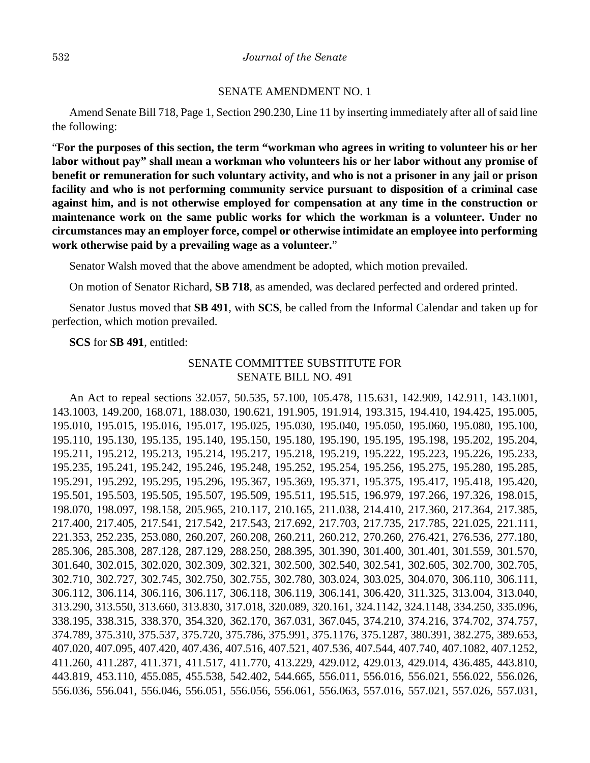SENATE AMENDMENT NO. 1

Amend Senate Bill 718, Page 1, Section 290.230, Line 11 by inserting immediately after all of said line the following:

"**For the purposes of this section, the term "workman who agrees in writing to volunteer his or her labor without pay" shall mean a workman who volunteers his or her labor without any promise of benefit or remuneration for such voluntary activity, and who is not a prisoner in any jail or prison facility and who is not performing community service pursuant to disposition of a criminal case against him, and is not otherwise employed for compensation at any time in the construction or maintenance work on the same public works for which the workman is a volunteer. Under no circumstances may an employer force, compel or otherwise intimidate an employee into performing work otherwise paid by a prevailing wage as a volunteer.**"

Senator Walsh moved that the above amendment be adopted, which motion prevailed.

On motion of Senator Richard, **SB 718**, as amended, was declared perfected and ordered printed.

Senator Justus moved that **SB 491**, with **SCS**, be called from the Informal Calendar and taken up for perfection, which motion prevailed.

**SCS** for **SB 491**, entitled:

SENATE COMMITTEE SUBSTITUTE FOR
SENATE BILL NO. 491

An Act to repeal sections 32.057, 50.535, 57.100, 105.478, 115.631, 142.909, 142.911, 143.1001, 143.1003, 149.200, 168.071, 188.030, 190.621, 191.905, 191.914, 193.315, 194.410, 194.425, 195.005, 195.010, 195.015, 195.016, 195.017, 195.025, 195.030, 195.040, 195.050, 195.060, 195.080, 195.100, 195.110, 195.130, 195.135, 195.140, 195.150, 195.180, 195.190, 195.195, 195.198, 195.202, 195.204, 195.211, 195.212, 195.213, 195.214, 195.217, 195.218, 195.219, 195.222, 195.223, 195.226, 195.233, 195.235, 195.241, 195.242, 195.246, 195.248, 195.252, 195.254, 195.256, 195.275, 195.280, 195.285, 195.291, 195.292, 195.295, 195.296, 195.367, 195.369, 195.371, 195.375, 195.417, 195.418, 195.420, 195.501, 195.503, 195.505, 195.507, 195.509, 195.511, 195.515, 196.979, 197.266, 197.326, 198.015, 198.070, 198.097, 198.158, 205.965, 210.117, 210.165, 211.038, 214.410, 217.360, 217.364, 217.385, 217.400, 217.405, 217.541, 217.542, 217.543, 217.692, 217.703, 217.735, 217.785, 221.025, 221.111, 221.353, 252.235, 253.080, 260.207, 260.208, 260.211, 260.212, 270.260, 276.421, 276.536, 277.180, 285.306, 285.308, 287.128, 287.129, 288.250, 288.395, 301.390, 301.400, 301.401, 301.559, 301.570, 301.640, 302.015, 302.020, 302.309, 302.321, 302.500, 302.540, 302.541, 302.605, 302.700, 302.705, 302.710, 302.727, 302.745, 302.750, 302.755, 302.780, 303.024, 303.025, 304.070, 306.110, 306.111, 306.112, 306.114, 306.116, 306.117, 306.118, 306.119, 306.141, 306.420, 311.325, 313.004, 313.040, 313.290, 313.550, 313.660, 313.830, 317.018, 320.089, 320.161, 324.1142, 324.1148, 334.250, 335.096, 338.195, 338.315, 338.370, 354.320, 362.170, 367.031, 367.045, 374.210, 374.216, 374.702, 374.757, 374.789, 375.310, 375.537, 375.720, 375.786, 375.991, 375.1176, 375.1287, 380.391, 382.275, 389.653, 407.020, 407.095, 407.420, 407.436, 407.516, 407.521, 407.536, 407.544, 407.740, 407.1082, 407.1252, 411.260, 411.287, 411.371, 411.517, 411.770, 413.229, 429.012, 429.013, 429.014, 436.485, 443.810, 443.819, 453.110, 455.085, 455.538, 542.402, 544.665, 556.011, 556.016, 556.021, 556.022, 556.026, 556.036, 556.041, 556.046, 556.051, 556.056, 556.061, 556.063, 557.016, 557.021, 557.026, 557.031,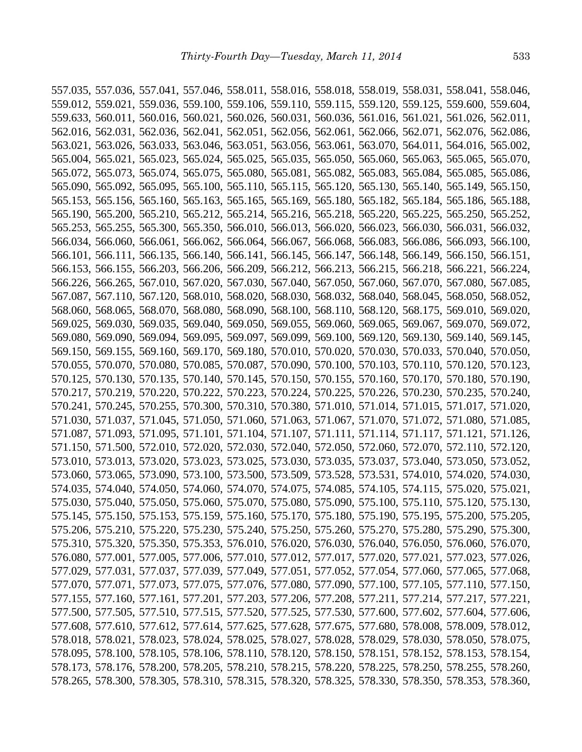557.035, 557.036, 557.041, 557.046, 558.011, 558.016, 558.018, 558.019, 558.031, 558.041, 558.046, 559.012, 559.021, 559.036, 559.100, 559.106, 559.110, 559.115, 559.120, 559.125, 559.600, 559.604, 559.633, 560.011, 560.016, 560.021, 560.026, 560.031, 560.036, 561.016, 561.021, 561.026, 562.011, 562.016, 562.031, 562.036, 562.041, 562.051, 562.056, 562.061, 562.066, 562.071, 562.076, 562.086, 563.021, 563.026, 563.033, 563.046, 563.051, 563.056, 563.061, 563.070, 564.011, 564.016, 565.002, 565.004, 565.021, 565.023, 565.024, 565.025, 565.035, 565.050, 565.060, 565.063, 565.065, 565.070, 565.072, 565.073, 565.074, 565.075, 565.080, 565.081, 565.082, 565.083, 565.084, 565.085, 565.086, 565.090, 565.092, 565.095, 565.100, 565.110, 565.115, 565.120, 565.130, 565.140, 565.149, 565.150, 565.153, 565.156, 565.160, 565.163, 565.165, 565.169, 565.180, 565.182, 565.184, 565.186, 565.188, 565.190, 565.200, 565.210, 565.212, 565.214, 565.216, 565.218, 565.220, 565.225, 565.250, 565.252, 565.253, 565.255, 565.300, 565.350, 566.010, 566.013, 566.020, 566.023, 566.030, 566.031, 566.032, 566.034, 566.060, 566.061, 566.062, 566.064, 566.067, 566.068, 566.083, 566.086, 566.093, 566.100, 566.101, 566.111, 566.135, 566.140, 566.141, 566.145, 566.147, 566.148, 566.149, 566.150, 566.151, 566.153, 566.155, 566.203, 566.206, 566.209, 566.212, 566.213, 566.215, 566.218, 566.221, 566.224, 566.226, 566.265, 567.010, 567.020, 567.030, 567.040, 567.050, 567.060, 567.070, 567.080, 567.085, 567.087, 567.110, 567.120, 568.010, 568.020, 568.030, 568.032, 568.040, 568.045, 568.050, 568.052, 568.060, 568.065, 568.070, 568.080, 568.090, 568.100, 568.110, 568.120, 568.175, 569.010, 569.020, 569.025, 569.030, 569.035, 569.040, 569.050, 569.055, 569.060, 569.065, 569.067, 569.070, 569.072, 569.080, 569.090, 569.094, 569.095, 569.097, 569.099, 569.100, 569.120, 569.130, 569.140, 569.145, 569.150, 569.155, 569.160, 569.170, 569.180, 570.010, 570.020, 570.030, 570.033, 570.040, 570.050, 570.055, 570.070, 570.080, 570.085, 570.087, 570.090, 570.100, 570.103, 570.110, 570.120, 570.123, 570.125, 570.130, 570.135, 570.140, 570.145, 570.150, 570.155, 570.160, 570.170, 570.180, 570.190, 570.217, 570.219, 570.220, 570.222, 570.223, 570.224, 570.225, 570.226, 570.230, 570.235, 570.240, 570.241, 570.245, 570.255, 570.300, 570.310, 570.380, 571.010, 571.014, 571.015, 571.017, 571.020, 571.030, 571.037, 571.045, 571.050, 571.060, 571.063, 571.067, 571.070, 571.072, 571.080, 571.085, 571.087, 571.093, 571.095, 571.101, 571.104, 571.107, 571.111, 571.114, 571.117, 571.121, 571.126, 571.150, 571.500, 572.010, 572.020, 572.030, 572.040, 572.050, 572.060, 572.070, 572.110, 572.120, 573.010, 573.013, 573.020, 573.023, 573.025, 573.030, 573.035, 573.037, 573.040, 573.050, 573.052, 573.060, 573.065, 573.090, 573.100, 573.500, 573.509, 573.528, 573.531, 574.010, 574.020, 574.030, 574.035, 574.040, 574.050, 574.060, 574.070, 574.075, 574.085, 574.105, 574.115, 575.020, 575.021, 575.030, 575.040, 575.050, 575.060, 575.070, 575.080, 575.090, 575.100, 575.110, 575.120, 575.130, 575.145, 575.150, 575.153, 575.159, 575.160, 575.170, 575.180, 575.190, 575.195, 575.200, 575.205, 575.206, 575.210, 575.220, 575.230, 575.240, 575.250, 575.260, 575.270, 575.280, 575.290, 575.300, 575.310, 575.320, 575.350, 575.353, 576.010, 576.020, 576.030, 576.040, 576.050, 576.060, 576.070, 576.080, 577.001, 577.005, 577.006, 577.010, 577.012, 577.017, 577.020, 577.021, 577.023, 577.026, 577.029, 577.031, 577.037, 577.039, 577.049, 577.051, 577.052, 577.054, 577.060, 577.065, 577.068, 577.070, 577.071, 577.073, 577.075, 577.076, 577.080, 577.090, 577.100, 577.105, 577.110, 577.150, 577.155, 577.160, 577.161, 577.201, 577.203, 577.206, 577.208, 577.211, 577.214, 577.217, 577.221, 577.500, 577.505, 577.510, 577.515, 577.520, 577.525, 577.530, 577.600, 577.602, 577.604, 577.606, 577.608, 577.610, 577.612, 577.614, 577.625, 577.628, 577.675, 577.680, 578.008, 578.009, 578.012, 578.018, 578.021, 578.023, 578.024, 578.025, 578.027, 578.028, 578.029, 578.030, 578.050, 578.075, 578.095, 578.100, 578.105, 578.106, 578.110, 578.120, 578.150, 578.151, 578.152, 578.153, 578.154, 578.173, 578.176, 578.200, 578.205, 578.210, 578.215, 578.220, 578.225, 578.250, 578.255, 578.260, 578.265, 578.300, 578.305, 578.310, 578.315, 578.320, 578.325, 578.330, 578.350, 578.353, 578.360,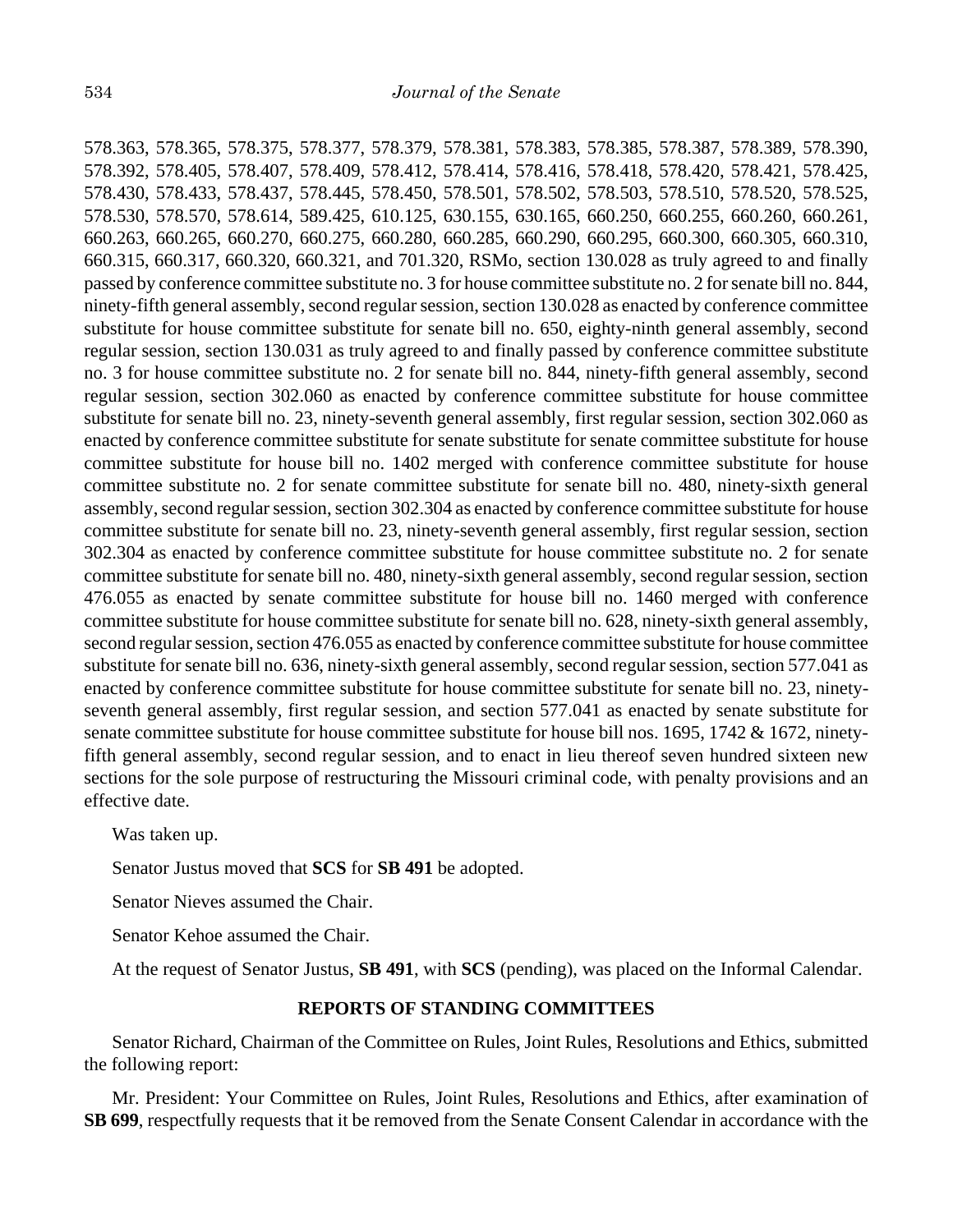578.363, 578.365, 578.375, 578.377, 578.379, 578.381, 578.383, 578.385, 578.387, 578.389, 578.390, 578.392, 578.405, 578.407, 578.409, 578.412, 578.414, 578.416, 578.418, 578.420, 578.421, 578.425, 578.430, 578.433, 578.437, 578.445, 578.450, 578.501, 578.502, 578.503, 578.510, 578.520, 578.525, 578.530, 578.570, 578.614, 589.425, 610.125, 630.155, 630.165, 660.250, 660.255, 660.260, 660.261, 660.263, 660.265, 660.270, 660.275, 660.280, 660.285, 660.290, 660.295, 660.300, 660.305, 660.310, 660.315, 660.317, 660.320, 660.321, and 701.320, RSMo, section 130.028 as truly agreed to and finally passed by conference committee substitute no. 3 for house committee substitute no. 2 for senate bill no. 844, ninety-fifth general assembly, second regular session, section 130.028 as enacted by conference committee substitute for house committee substitute for senate bill no. 650, eighty-ninth general assembly, second regular session, section 130.031 as truly agreed to and finally passed by conference committee substitute no. 3 for house committee substitute no. 2 for senate bill no. 844, ninety-fifth general assembly, second regular session, section 302.060 as enacted by conference committee substitute for house committee substitute for senate bill no. 23, ninety-seventh general assembly, first regular session, section 302.060 as enacted by conference committee substitute for senate substitute for senate committee substitute for house committee substitute for house bill no. 1402 merged with conference committee substitute for house committee substitute no. 2 for senate committee substitute for senate bill no. 480, ninety-sixth general assembly, second regular session, section 302.304 as enacted by conference committee substitute for house committee substitute for senate bill no. 23, ninety-seventh general assembly, first regular session, section 302.304 as enacted by conference committee substitute for house committee substitute no. 2 for senate committee substitute for senate bill no. 480, ninety-sixth general assembly, second regular session, section 476.055 as enacted by senate committee substitute for house bill no. 1460 merged with conference committee substitute for house committee substitute for senate bill no. 628, ninety-sixth general assembly, second regular session, section 476.055 as enacted by conference committee substitute for house committee substitute for senate bill no. 636, ninety-sixth general assembly, second regular session, section 577.041 as enacted by conference committee substitute for house committee substitute for senate bill no. 23, ninety-seventh general assembly, first regular session, and section 577.041 as enacted by senate substitute for senate committee substitute for house committee substitute for house bill nos. 1695, 1742 & 1672, ninety-fifth general assembly, second regular session, and to enact in lieu thereof seven hundred sixteen new sections for the sole purpose of restructuring the Missouri criminal code, with penalty provisions and an effective date.

Was taken up.

Senator Justus moved that **SCS** for **SB 491** be adopted.

Senator Nieves assumed the Chair.

Senator Kehoe assumed the Chair.

At the request of Senator Justus, **SB 491**, with **SCS** (pending), was placed on the Informal Calendar.

## REPORTS OF STANDING COMMITTEES

Senator Richard, Chairman of the Committee on Rules, Joint Rules, Resolutions and Ethics, submitted the following report:

Mr. President: Your Committee on Rules, Joint Rules, Resolutions and Ethics, after examination of **SB 699**, respectfully requests that it be removed from the Senate Consent Calendar in accordance with the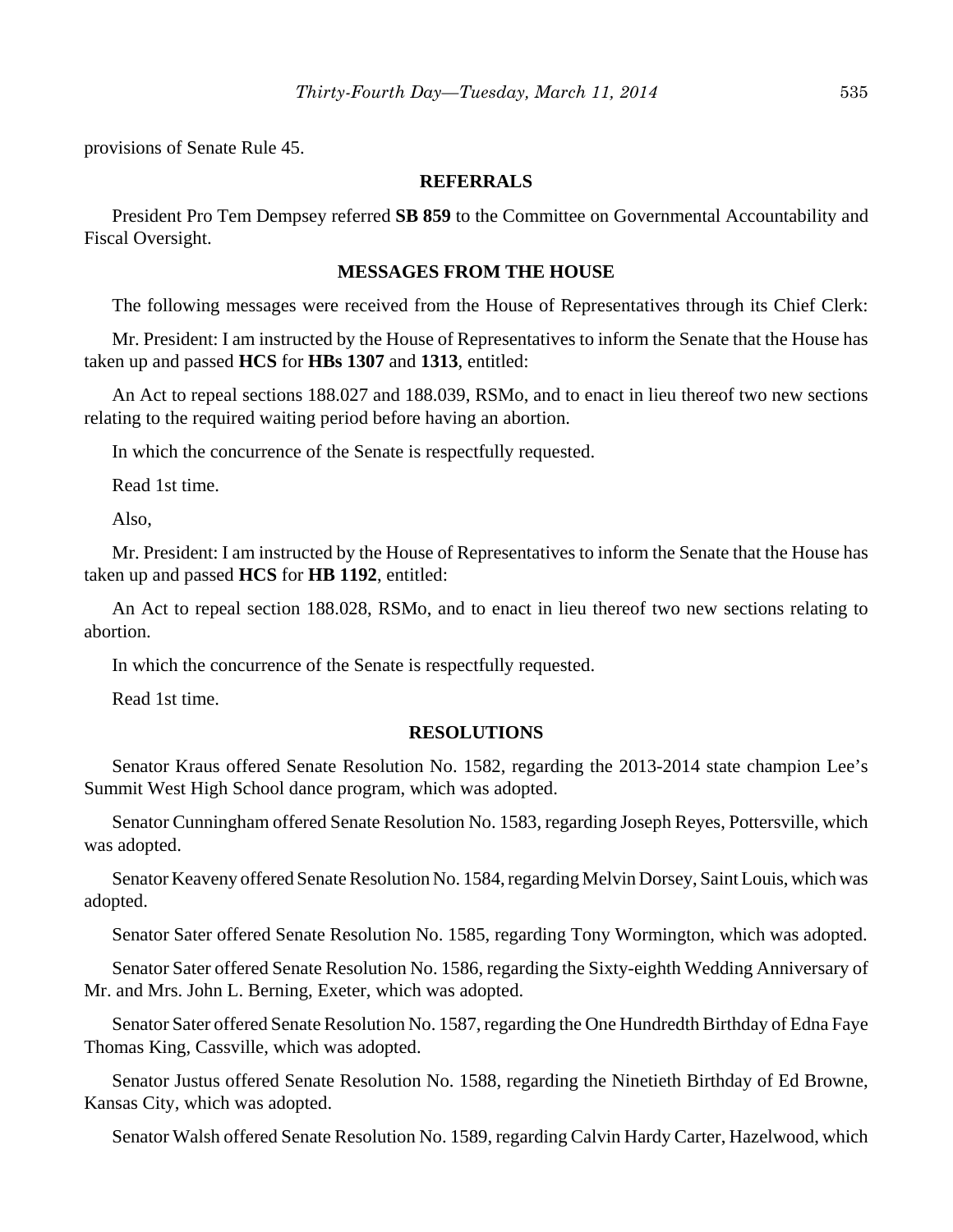provisions of Senate Rule 45.

## REFERRALS

President Pro Tem Dempsey referred **SB 859** to the Committee on Governmental Accountability and Fiscal Oversight.

## MESSAGES FROM THE HOUSE

The following messages were received from the House of Representatives through its Chief Clerk:

Mr. President: I am instructed by the House of Representatives to inform the Senate that the House has taken up and passed **HCS** for **HBs 1307** and **1313**, entitled:

An Act to repeal sections 188.027 and 188.039, RSMo, and to enact in lieu thereof two new sections relating to the required waiting period before having an abortion.

In which the concurrence of the Senate is respectfully requested.

Read 1st time.

Also,

Mr. President: I am instructed by the House of Representatives to inform the Senate that the House has taken up and passed **HCS** for **HB 1192**, entitled:

An Act to repeal section 188.028, RSMo, and to enact in lieu thereof two new sections relating to abortion.

In which the concurrence of the Senate is respectfully requested.

Read 1st time.

## RESOLUTIONS

Senator Kraus offered Senate Resolution No. 1582, regarding the 2013-2014 state champion Lee's Summit West High School dance program, which was adopted.

Senator Cunningham offered Senate Resolution No. 1583, regarding Joseph Reyes, Pottersville, which was adopted.

Senator Keaveny offered Senate Resolution No. 1584, regarding Melvin Dorsey, Saint Louis, which was adopted.

Senator Sater offered Senate Resolution No. 1585, regarding Tony Wormington, which was adopted.

Senator Sater offered Senate Resolution No. 1586, regarding the Sixty-eighth Wedding Anniversary of Mr. and Mrs. John L. Berning, Exeter, which was adopted.

Senator Sater offered Senate Resolution No. 1587, regarding the One Hundredth Birthday of Edna Faye Thomas King, Cassville, which was adopted.

Senator Justus offered Senate Resolution No. 1588, regarding the Ninetieth Birthday of Ed Browne, Kansas City, which was adopted.

Senator Walsh offered Senate Resolution No. 1589, regarding Calvin Hardy Carter, Hazelwood, which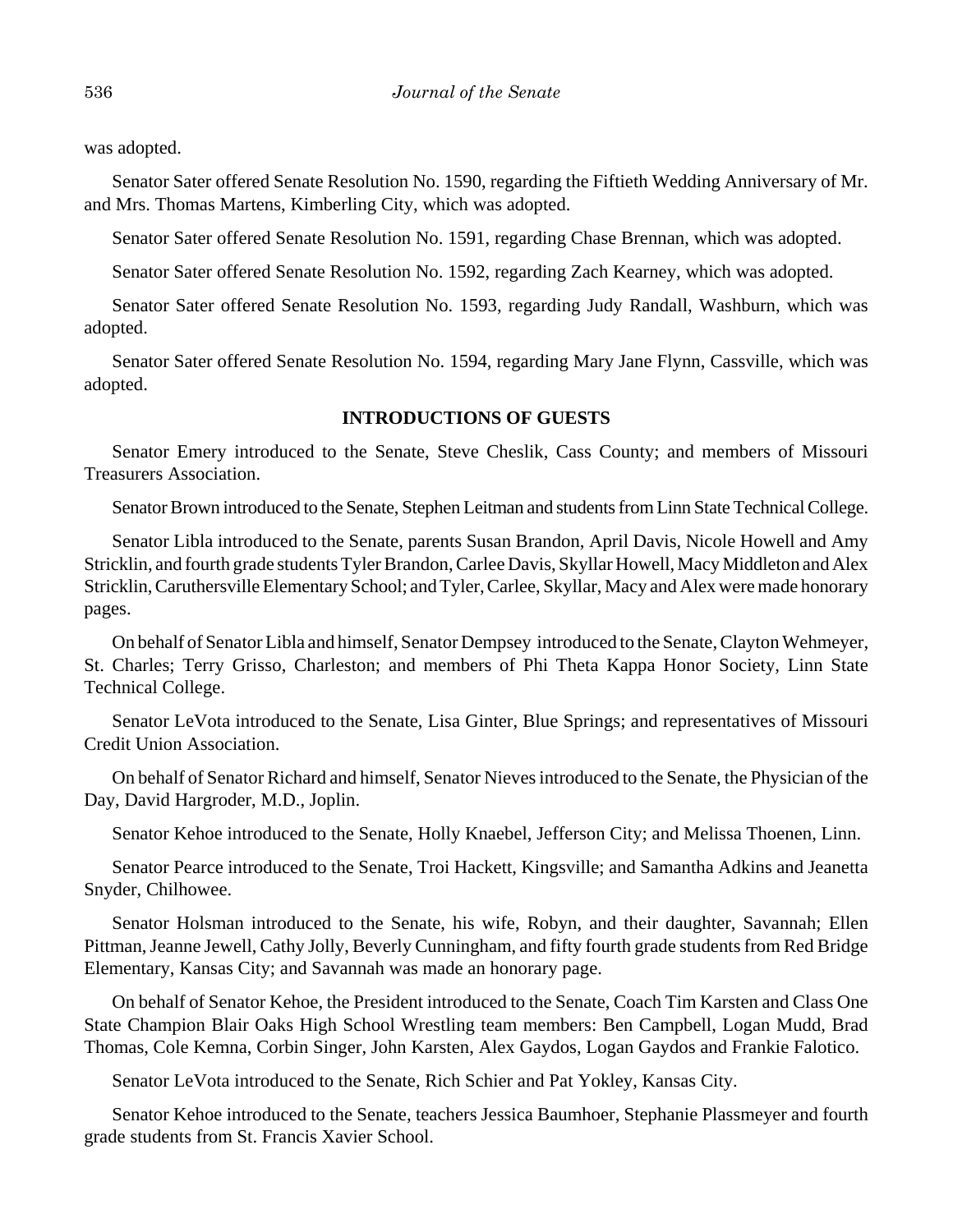was adopted.

Senator Sater offered Senate Resolution No. 1590, regarding the Fiftieth Wedding Anniversary of Mr. and Mrs. Thomas Martens, Kimberling City, which was adopted.

Senator Sater offered Senate Resolution No. 1591, regarding Chase Brennan, which was adopted.

Senator Sater offered Senate Resolution No. 1592, regarding Zach Kearney, which was adopted.

Senator Sater offered Senate Resolution No. 1593, regarding Judy Randall, Washburn, which was adopted.

Senator Sater offered Senate Resolution No. 1594, regarding Mary Jane Flynn, Cassville, which was adopted.

**INTRODUCTIONS OF GUESTS**

Senator Emery introduced to the Senate, Steve Cheslik, Cass County; and members of Missouri Treasurers Association.

Senator Brown introduced to the Senate, Stephen Leitman and students from Linn State Technical College.

Senator Libla introduced to the Senate, parents Susan Brandon, April Davis, Nicole Howell and Amy Stricklin, and fourth grade students Tyler Brandon, Carlee Davis, Skyllar Howell, Macy Middleton and Alex Stricklin, Caruthersville Elementary School; and Tyler, Carlee, Skyllar, Macy and Alex were made honorary pages.

On behalf of Senator Libla and himself, Senator Dempsey introduced to the Senate, Clayton Wehmeyer, St. Charles; Terry Grisso, Charleston; and members of Phi Theta Kappa Honor Society, Linn State Technical College.

Senator LeVota introduced to the Senate, Lisa Ginter, Blue Springs; and representatives of Missouri Credit Union Association.

On behalf of Senator Richard and himself, Senator Nieves introduced to the Senate, the Physician of the Day, David Hargroder, M.D., Joplin.

Senator Kehoe introduced to the Senate, Holly Knaebel, Jefferson City; and Melissa Thoenen, Linn.

Senator Pearce introduced to the Senate, Troi Hackett, Kingsville; and Samantha Adkins and Jeanetta Snyder, Chilhowee.

Senator Holsman introduced to the Senate, his wife, Robyn, and their daughter, Savannah; Ellen Pittman, Jeanne Jewell, Cathy Jolly, Beverly Cunningham, and fifty fourth grade students from Red Bridge Elementary, Kansas City; and Savannah was made an honorary page.

On behalf of Senator Kehoe, the President introduced to the Senate, Coach Tim Karsten and Class One State Champion Blair Oaks High School Wrestling team members: Ben Campbell, Logan Mudd, Brad Thomas, Cole Kemna, Corbin Singer, John Karsten, Alex Gaydos, Logan Gaydos and Frankie Falotico.

Senator LeVota introduced to the Senate, Rich Schier and Pat Yokley, Kansas City.

Senator Kehoe introduced to the Senate, teachers Jessica Baumhoer, Stephanie Plassmeyer and fourth grade students from St. Francis Xavier School.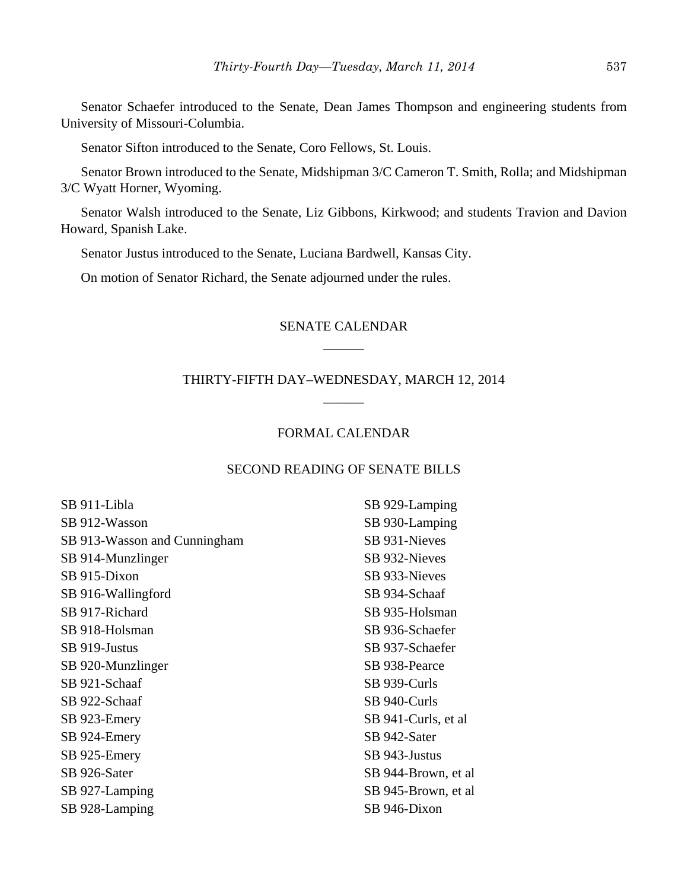Senator Schaefer introduced to the Senate, Dean James Thompson and engineering students from University of Missouri-Columbia.

Senator Sifton introduced to the Senate, Coro Fellows, St. Louis.

Senator Brown introduced to the Senate, Midshipman 3/C Cameron T. Smith, Rolla; and Midshipman 3/C Wyatt Horner, Wyoming.

Senator Walsh introduced to the Senate, Liz Gibbons, Kirkwood; and students Travion and Davion Howard, Spanish Lake.

Senator Justus introduced to the Senate, Luciana Bardwell, Kansas City.

On motion of Senator Richard, the Senate adjourned under the rules.

## SENATE CALENDAR

______

## THIRTY-FIFTH DAY–WEDNESDAY, MARCH 12, 2014

______

### FORMAL CALENDAR

### SECOND READING OF SENATE BILLS

SB 911-Libla
SB 912-Wasson
SB 913-Wasson and Cunningham
SB 914-Munzlinger
SB 915-Dixon
SB 916-Wallingford
SB 917-Richard
SB 918-Holsman
SB 919-Justus
SB 920-Munzlinger
SB 921-Schaaf
SB 922-Schaaf
SB 923-Emery
SB 924-Emery
SB 925-Emery
SB 926-Sater
SB 927-Lamping
SB 928-Lamping
SB 929-Lamping
SB 930-Lamping
SB 931-Nieves
SB 932-Nieves
SB 933-Nieves
SB 934-Schaaf
SB 935-Holsman
SB 936-Schaefer
SB 937-Schaefer
SB 938-Pearce
SB 939-Curls
SB 940-Curls
SB 941-Curls, et al
SB 942-Sater
SB 943-Justus
SB 944-Brown, et al
SB 945-Brown, et al
SB 946-Dixon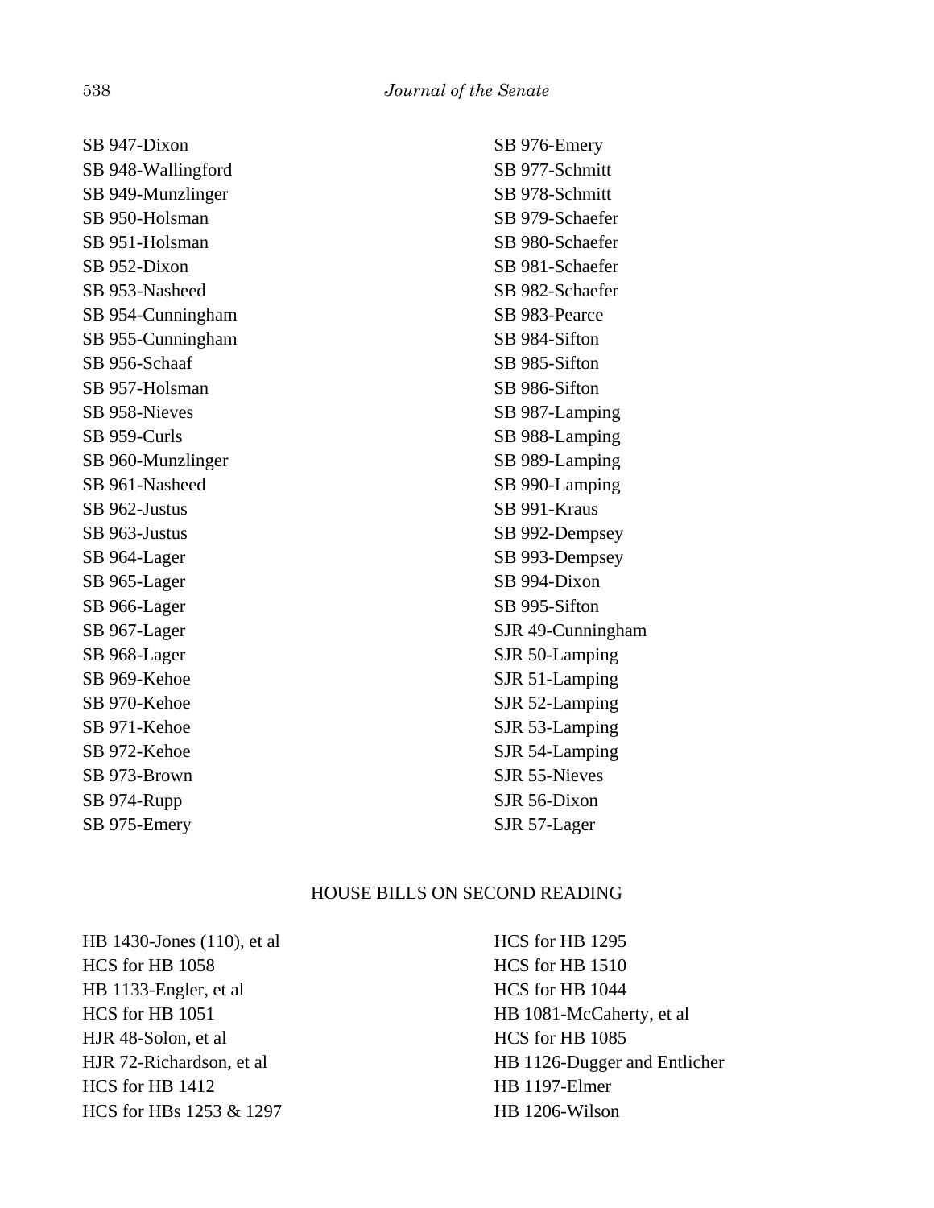SB 947-Dixon
SB 948-Wallingford
SB 949-Munzlinger
SB 950-Holsman
SB 951-Holsman
SB 952-Dixon
SB 953-Nasheed
SB 954-Cunningham
SB 955-Cunningham
SB 956-Schaaf
SB 957-Holsman
SB 958-Nieves
SB 959-Curls
SB 960-Munzlinger
SB 961-Nasheed
SB 962-Justus
SB 963-Justus
SB 964-Lager
SB 965-Lager
SB 966-Lager
SB 967-Lager
SB 968-Lager
SB 969-Kehoe
SB 970-Kehoe
SB 971-Kehoe
SB 972-Kehoe
SB 973-Brown
SB 974-Rupp
SB 975-Emery
SB 976-Emery
SB 977-Schmitt
SB 978-Schmitt
SB 979-Schaefer
SB 980-Schaefer
SB 981-Schaefer
SB 982-Schaefer
SB 983-Pearce
SB 984-Sifton
SB 985-Sifton
SB 986-Sifton
SB 987-Lamping
SB 988-Lamping
SB 989-Lamping
SB 990-Lamping
SB 991-Kraus
SB 992-Dempsey
SB 993-Dempsey
SB 994-Dixon
SB 995-Sifton
SJR 49-Cunningham
SJR 50-Lamping
SJR 51-Lamping
SJR 52-Lamping
SJR 53-Lamping
SJR 54-Lamping
SJR 55-Nieves
SJR 56-Dixon
SJR 57-Lager

HOUSE BILLS ON SECOND READING

HB 1430-Jones (110), et al
HCS for HB 1058
HB 1133-Engler, et al
HCS for HB 1051
HJR 48-Solon, et al
HJR 72-Richardson, et al
HCS for HB 1412
HCS for HBs 1253 & 1297
HCS for HB 1295
HCS for HB 1510
HCS for HB 1044
HB 1081-McCaherty, et al
HCS for HB 1085
HB 1126-Dugger and Entlicher
HB 1197-Elmer
HB 1206-Wilson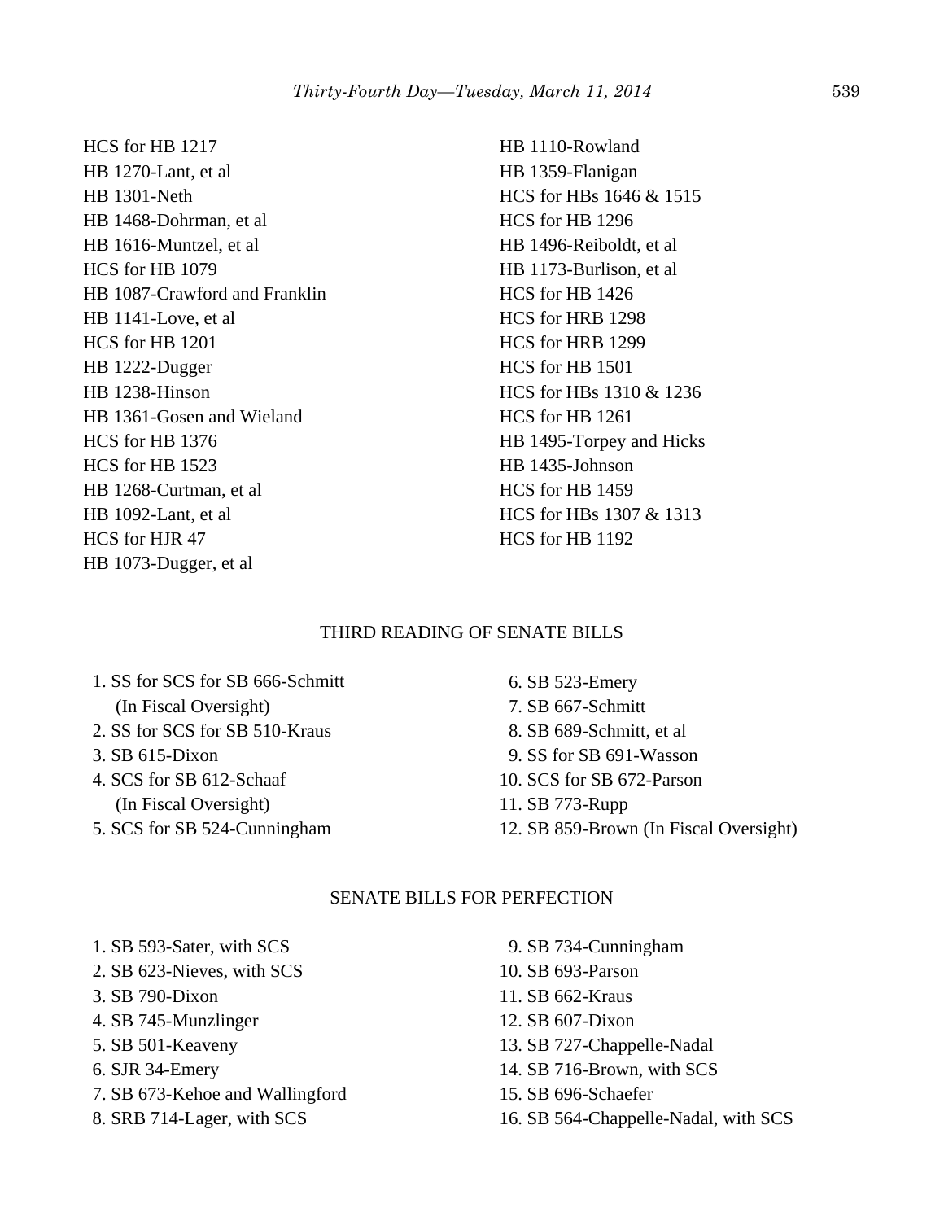HCS for HB 1217
HB 1270-Lant, et al
HB 1301-Neth
HB 1468-Dohrman, et al
HB 1616-Muntzel, et al
HCS for HB 1079
HB 1087-Crawford and Franklin
HB 1141-Love, et al
HCS for HB 1201
HB 1222-Dugger
HB 1238-Hinson
HB 1361-Gosen and Wieland
HCS for HB 1376
HCS for HB 1523
HB 1268-Curtman, et al
HB 1092-Lant, et al
HCS for HJR 47
HB 1073-Dugger, et al
HB 1110-Rowland
HB 1359-Flanigan
HCS for HBs 1646 & 1515
HCS for HB 1296
HB 1496-Reiboldt, et al
HB 1173-Burlison, et al
HCS for HB 1426
HCS for HRB 1298
HCS for HRB 1299
HCS for HB 1501
HCS for HBs 1310 & 1236
HCS for HB 1261
HB 1495-Torpey and Hicks
HB 1435-Johnson
HCS for HB 1459
HCS for HBs 1307 & 1313
HCS for HB 1192

## THIRD READING OF SENATE BILLS

1. SS for SCS for SB 666-Schmitt (In Fiscal Oversight)
2. SS for SCS for SB 510-Kraus
3. SB 615-Dixon
4. SCS for SB 612-Schaaf (In Fiscal Oversight)
5. SCS for SB 524-Cunningham
6. SB 523-Emery
7. SB 667-Schmitt
8. SB 689-Schmitt, et al
9. SS for SB 691-Wasson
10. SCS for SB 672-Parson
11. SB 773-Rupp
12. SB 859-Brown (In Fiscal Oversight)

## SENATE BILLS FOR PERFECTION

1. SB 593-Sater, with SCS
2. SB 623-Nieves, with SCS
3. SB 790-Dixon
4. SB 745-Munzlinger
5. SB 501-Keaveny
6. SJR 34-Emery
7. SB 673-Kehoe and Wallingford
8. SRB 714-Lager, with SCS
9. SB 734-Cunningham
10. SB 693-Parson
11. SB 662-Kraus
12. SB 607-Dixon
13. SB 727-Chappelle-Nadal
14. SB 716-Brown, with SCS
15. SB 696-Schaefer
16. SB 564-Chappelle-Nadal, with SCS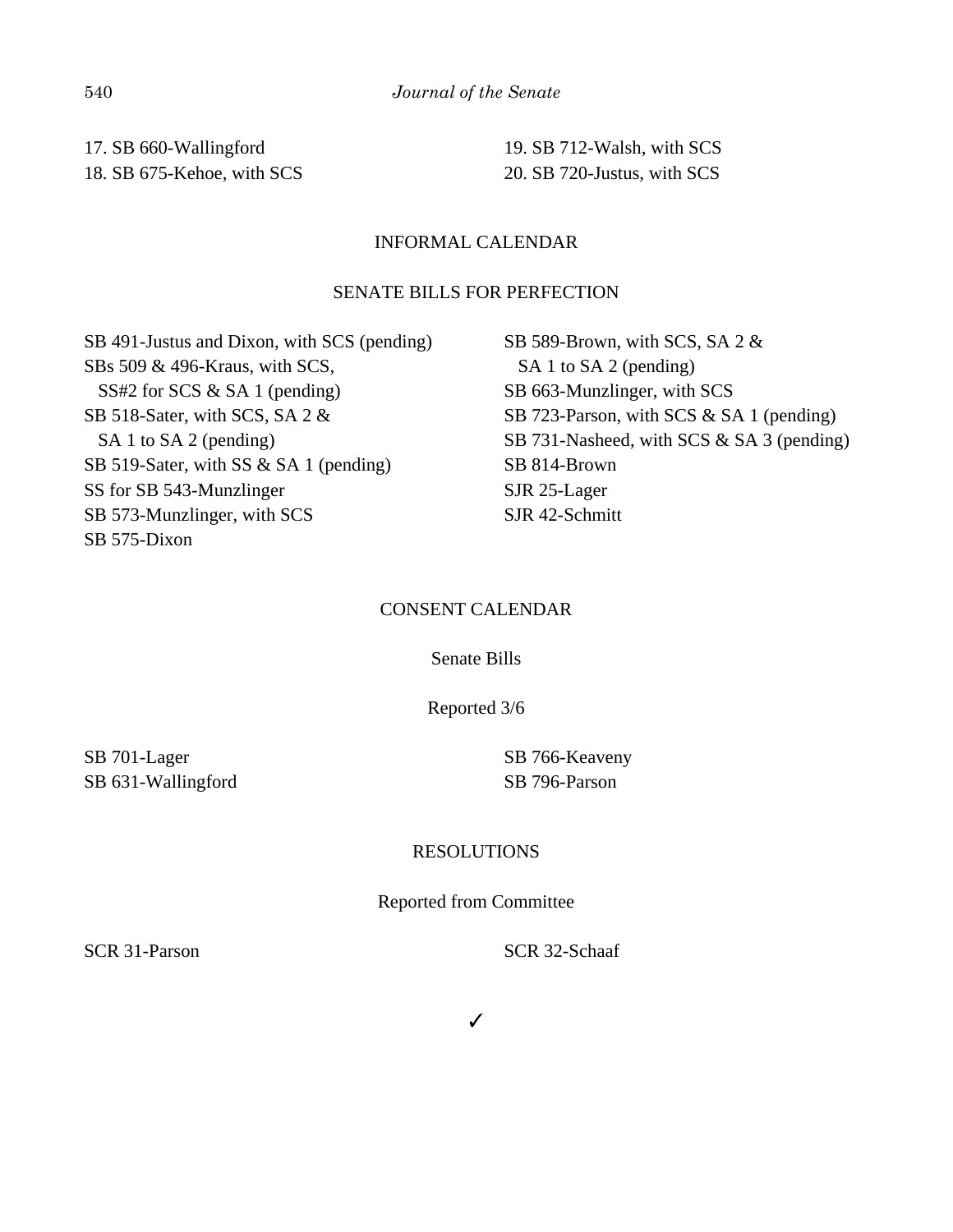17. SB 660-Wallingford
18. SB 675-Kehoe, with SCS
19. SB 712-Walsh, with SCS
20. SB 720-Justus, with SCS

## INFORMAL CALENDAR

### SENATE BILLS FOR PERFECTION

SB 491-Justus and Dixon, with SCS (pending)
SBs 509 & 496-Kraus, with SCS,
  SS#2 for SCS & SA 1 (pending)
SB 518-Sater, with SCS, SA 2 &
  SA 1 to SA 2 (pending)
SB 519-Sater, with SS & SA 1 (pending)
SS for SB 543-Munzlinger
SB 573-Munzlinger, with SCS
SB 575-Dixon
SB 589-Brown, with SCS, SA 2 &
  SA 1 to SA 2 (pending)
SB 663-Munzlinger, with SCS
SB 723-Parson, with SCS & SA 1 (pending)
SB 731-Nasheed, with SCS & SA 3 (pending)
SB 814-Brown
SJR 25-Lager
SJR 42-Schmitt

## CONSENT CALENDAR

### Senate Bills

Reported 3/6

SB 701-Lager
SB 631-Wallingford
SB 766-Keaveny
SB 796-Parson

## RESOLUTIONS

### Reported from Committee

SCR 31-Parson
SCR 32-Schaaf

✓